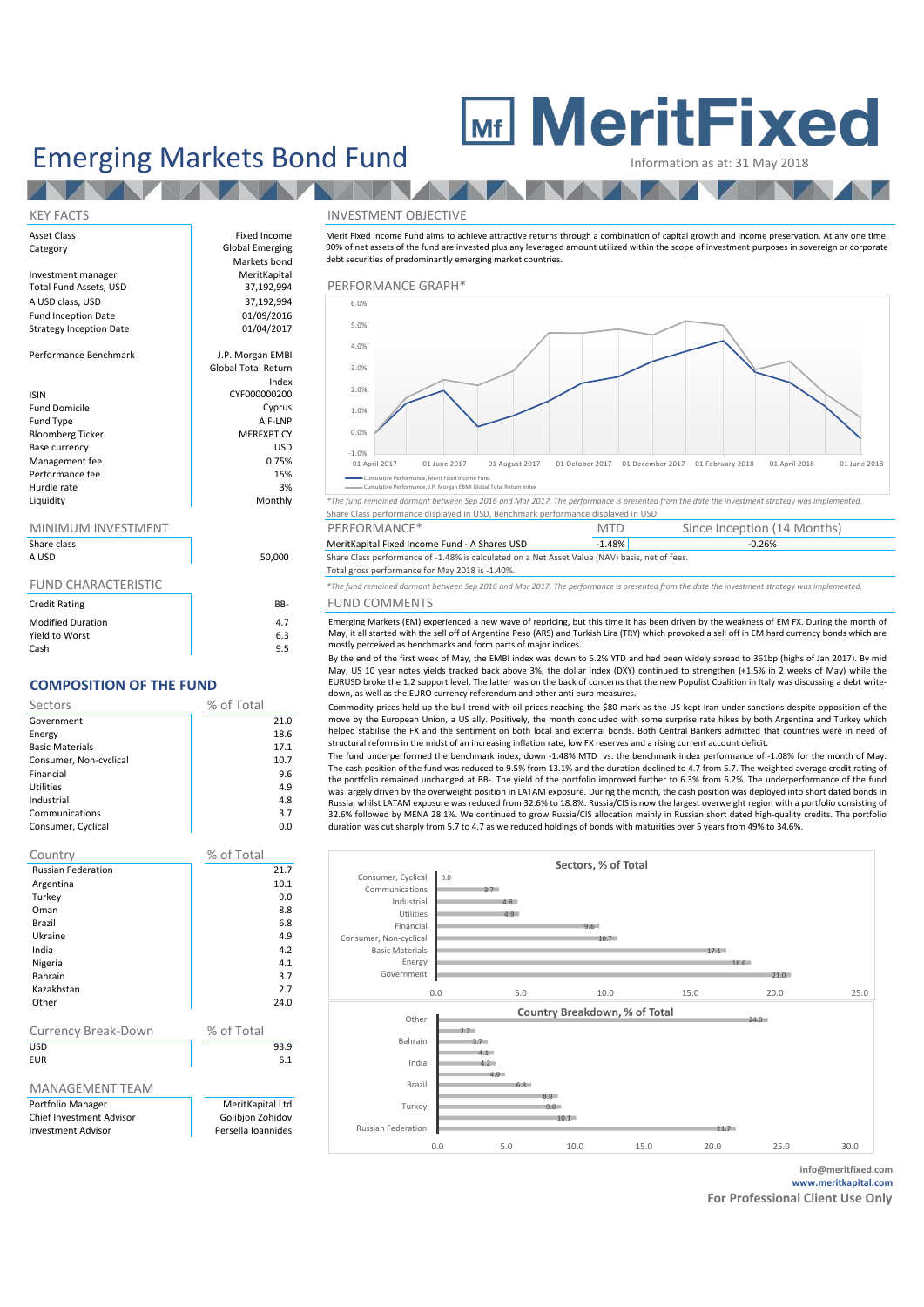# Emerging Markets Bond Fund

**MeritFixed**

Information as at: 31 May 2018

## KEY FACTS

| | |
|---|---|
| Asset Class | Fixed Income |
| Category | Global Emerging Markets bond |
| Investment manager | MeritKapital |
| Total Fund Assets, USD | 37,192,994 |
| A USD class, USD | 37,192,994 |
| Fund Inception Date | 01/09/2016 |
| Strategy Inception Date | 01/04/2017 |
| Performance Benchmark | J.P. Morgan EMBI Global Total Return Index |
| ISIN | CYF000000200 |
| Fund Domicile | Cyprus |
| Fund Type | AIF-LNP |
| Bloomberg Ticker | MERFXPT CY |
| Base currency | USD |
| Management fee | 0.75% |
| Performance fee | 15% |
| Hurdle rate | 3% |
| Liquidity | Monthly |

## MINIMUM INVESTMENT

| Share class | |
|---|---|
| A USD | 50,000 |

## FUND CHARACTERISTIC

| | |
|---|---|
| Credit Rating | BB- |
| Modified Duration | 4.7 |
| Yield to Worst | 6.3 |
| Cash | 9.5 |

## COMPOSITION OF THE FUND

| Sectors | % of Total |
|---|---|
| Government | 21.0 |
| Energy | 18.6 |
| Basic Materials | 17.1 |
| Consumer, Non-cyclical | 10.7 |
| Financial | 9.6 |
| Utilities | 4.9 |
| Industrial | 4.8 |
| Communications | 3.7 |
| Consumer, Cyclical | 0.0 |

| Country | % of Total |
|---|---|
| Russian Federation | 21.7 |
| Argentina | 10.1 |
| Turkey | 9.0 |
| Oman | 8.8 |
| Brazil | 6.8 |
| Ukraine | 4.9 |
| India | 4.2 |
| Nigeria | 4.1 |
| Bahrain | 3.7 |
| Kazakhstan | 2.7 |
| Other | 24.0 |

| Currency Break-Down | % of Total |
|---|---|
| USD | 93.9 |
| EUR | 6.1 |

## MANAGEMENT TEAM

| | |
|---|---|
| Portfolio Manager | MeritKapital Ltd |
| Chief Investment Advisor | Golibjon Zohidov |
| Investment Advisor | Persella Ioannides |

## INVESTMENT OBJECTIVE

Merit Fixed Income Fund aims to achieve attractive returns through a combination of capital growth and income preservation. At any one time, 90% of net assets of the fund are invested plus any leveraged amount utilized within the scope of investment purposes in sovereign or corporate debt securities of predominantly emerging market countries.

## PERFORMANCE GRAPH*

Cumulative Performance, Merit Fixed Income Fund
Cumulative Performance, J.P. Morgan EMBI Global Total Return Index

*The fund remained dormant between Sep 2016 and Mar 2017. The performance is presented from the date the investment strategy was implemented.

Share Class performance displayed in USD, Benchmark performance displayed in USD

| PERFORMANCE* | MTD | Since Inception (14 Months) |
|---|---|---|
| MeritKapital Fixed Income Fund - A Shares USD | -1.48% | -0.26% |

Share Class performance of -1.48% is calculated on a Net Asset Value (NAV) basis, net of fees.

Total gross performance for May 2018 is -1.40%.

*The fund remained dormant between Sep 2016 and Mar 2017. The performance is presented from the date the investment strategy was implemented.

## FUND COMMENTS

Emerging Markets (EM) experienced a new wave of repricing, but this time it has been driven by the weakness of EM FX. During the month of May, it all started with the sell off of Argentina Peso (ARS) and Turkish Lira (TRY) which provoked a sell off in EM hard currency bonds which are mostly perceived as benchmarks and form parts of major indices.

By the end of the first week of May, the EMBI index was down to 5.2% YTD and had been widely spread to 361bp (highs of Jan 2017). By mid May, US 10 year notes yields tracked back above 3%, the dollar index (DXY) continued to strengthen (+1.5% in 2 weeks of May) while the EURUSD broke the 1.2 support level. The latter was on the back of concerns that the new Populist Coalition in Italy was discussing a debt write-down, as well as the EURO currency referendum and other anti euro measures.

Commodity prices held up the bull trend with oil prices reaching the $80 mark as the US kept Iran under sanctions despite opposition of the move by the European Union, a US ally. Positively, the month concluded with some surprise rate hikes by both Argentina and Turkey which helped stabilise the FX and the sentiment on both local and external bonds. Both Central Bankers admitted that countries were in need of structural reforms in the midst of an increasing inflation rate, low FX reserves and a rising current account deficit.

The fund underperformed the benchmark index, down -1.48% MTD vs. the benchmark index performance of -1.08% for the month of May. The cash position of the fund was reduced to 9.5% from 13.1% and the duration declined to 4.7 from 5.7. The weighted average credit rating of the portfolio remained unchanged at BB-. The yield of the portfolio improved further to 6.3% from 6.2%. The underperformance of the fund was largely driven by the overweight position in LATAM exposure. During the month, the cash position was deployed into short dated bonds in Russia, whilst LATAM exposure was reduced from 32.6% to 18.8%. Russia/CIS is now the largest overweight region with a portfolio consisting of 32.6% followed by MENA 28.1%. We continued to grow Russia/CIS allocation mainly in Russian short dated high-quality credits. The portfolio duration was cut sharply from 5.7 to 4.7 as we reduced holdings of bonds with maturities over 5 years from 49% to 34.6%.

**Sectors, % of Total**

**Country Breakdown, % of Total**

info@meritfixed.com
**www.meritkapital.com**
**For Professional Client Use Only**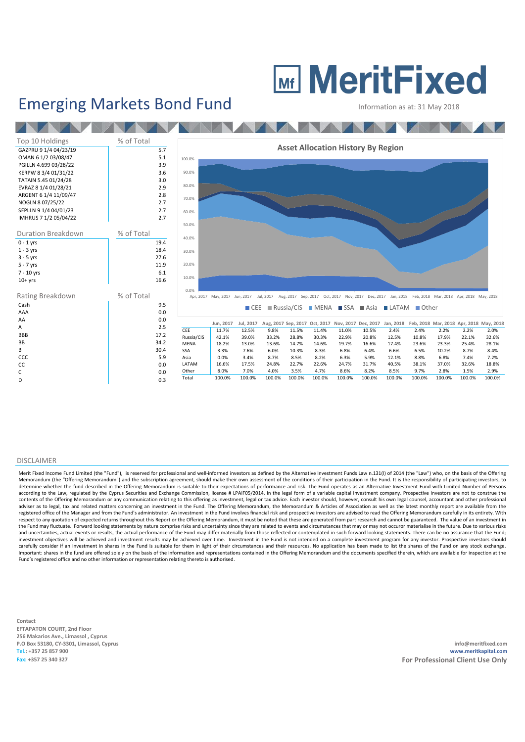# MeritFixed

# Emerging Markets Bond Fund

Information as at: 31 May 2018

| Top 10 Holdings | % of Total |
|---|---|
| GAZPRU 9 1/4 04/23/19 | 5.7 |
| OMAN 6 1/2 03/08/47 | 5.1 |
| PGILLN 4.699 03/28/22 | 3.9 |
| KERPW 8 3/4 01/31/22 | 3.6 |
| TATAIN 5.45 01/24/28 | 3.0 |
| EVRAZ 8 1/4 01/28/21 | 2.9 |
| ARGENT 6 1/4 11/09/47 | 2.8 |
| NOGLN 8 07/25/22 | 2.7 |
| SEPLLN 9 1/4 04/01/23 | 2.7 |
| IMHRUS 7 1/2 05/04/22 | 2.7 |

| Duration Breakdown | % of Total |
|---|---|
| 0 - 1 yrs | 19.4 |
| 1 - 3 yrs | 18.4 |
| 3 - 5 yrs | 27.6 |
| 5 - 7 yrs | 11.9 |
| 7 - 10 yrs | 6.1 |
| 10+ yrs | 16.6 |

| Rating Breakdown | % of Total |
|---|---|
| Cash | 9.5 |
| AAA | 0.0 |
| AA | 0.0 |
| A | 2.5 |
| BBB | 17.2 |
| BB | 34.2 |
| B | 30.4 |
| CCC | 5.9 |
| CC | 0.0 |
| C | 0.0 |
| D | 0.3 |

**Asset Allocation History By Region**

100.0%
90.0%
80.0%
70.0%
60.0%
50.0%
40.0%
30.0%
20.0%
10.0%
0.0%

Apr, 2017 May, 2017 Jun, 2017 Jul, 2017 Aug, 2017 Sep, 2017 Oct, 2017 Nov, 2017 Dec, 2017 Jan, 2018 Feb, 2018 Mar, 2018 Apr, 2018 May, 2018

CEE Russia/CIS MENA SSA Asia LATAM Other

| | Jun, 2017 | Jul, 2017 | Aug, 2017 | Sep, 2017 | Oct, 2017 | Nov, 2017 | Dec, 2017 | Jan, 2018 | Feb, 2018 | Mar, 2018 | Apr, 2018 | May, 2018 |
|---|---|---|---|---|---|---|---|---|---|---|---|---|
| CEE | 11.7% | 12.5% | 9.8% | 11.5% | 11.4% | 11.0% | 10.5% | 2.4% | 2.4% | 2.2% | 2.2% | 2.0% |
| Russia/CIS | 42.1% | 39.0% | 33.2% | 28.8% | 30.3% | 22.9% | 20.8% | 12.5% | 10.8% | 17.9% | 22.1% | 32.6% |
| MENA | 18.2% | 13.0% | 13.6% | 14.7% | 14.6% | 19.7% | 16.6% | 17.4% | 23.6% | 23.3% | 25.4% | 28.1% |
| SSA | 3.3% | 7.6% | 6.0% | 10.3% | 8.3% | 6.8% | 6.4% | 6.6% | 6.5% | 10.2% | 8.7% | 8.4% |
| Asia | 0.0% | 3.4% | 8.7% | 8.5% | 8.2% | 6.3% | 5.9% | 12.1% | 8.8% | 6.8% | 7.4% | 7.2% |
| LATAM | 16.6% | 17.5% | 24.8% | 22.7% | 22.6% | 24.7% | 31.7% | 40.5% | 38.1% | 37.0% | 32.6% | 18.8% |
| Other | 8.0% | 7.0% | 4.0% | 3.5% | 4.7% | 8.6% | 8.2% | 8.5% | 9.7% | 2.8% | 1.5% | 2.9% |
| Total | 100.0% | 100.0% | 100.0% | 100.0% | 100.0% | 100.0% | 100.0% | 100.0% | 100.0% | 100.0% | 100.0% | 100.0% |

## DISCLAIMER

Merit Fixed Income Fund Limited (the "Fund"), is reserved for professional and well-informed investors as defined by the Alternative Investment Funds Law n.131(I) of 2014 (the "Law") who, on the basis of the Offering Memorandum (the "Offering Memorandum") and the subscription agreement, should make their own assessment of the conditions of their participation in the Fund. It is the responsibility of participating investors, to determine whether the fund described in the Offering Memorandum is suitable to their expectations of performance and risk. The Fund operates as an Alternative Investment Fund with Limited Number of Persons according to the Law, regulated by the Cyprus Securities and Exchange Commission, license # LPAIF05/2014, in the legal form of a variable capital investment company. Prospective investors are not to construe the contents of the Offering Memorandum or any communication relating to this offering as investment, legal or tax advice. Each investor should, however, consult his own legal counsel, accountant and other professional adviser as to legal, tax and related matters concerning an investment in the Fund. The Offering Memorandum, the Memorandum & Articles of Association as well as the latest monthly report are available from the registered office of the Manager and from the Fund's administrator. An investment in the Fund involves financial risk and prospective investors are advised to read the Offering Memorandum carefully in its entirety. With respect to any quotation of expected returns throughout this Report or the Offering Memorandum, it must be noted that these are generated from part research and cannot be guaranteed. The value of an investment in the Fund may fluctuate. Forward looking statements by nature comprise risks and uncertainty since they are related to events and circumstances that may or may not occur materialise in the future. Due to various risks and uncertainties, actual events or results, the actual performance of the Fund may differ materially from those reflected or contemplated in such forward looking statements. There can be no assurance that the Fund; investment objectives will be achieved and investment results may be achieved over time. Investment in the Fund is not intended on a complete investment program for any investor. Prospective investors should carefully consider if an investment in shares in the Fund is suitable for them in light of their circumstances and their resources. No application has been made to list the shares of the Fund on any stock exchange. Important: shares in the fund are offered solely on the basis of the information and representations contained in the Offering Memorandum and the documents specified therein, which are available for inspection at the Fund's registered office and no other information or representation relating thereto is authorised.

**Contact**
**EFTAPATON COURT, 2nd Floor**
**256 Makarios Ave., Limassol , Cyprus**
**P.O Box 53180, CY-3301, Limassol, Cyprus**
**Tel.: +357 25 857 900**
**Fax: +357 25 340 327**

**info@meritfixed.com**
**www.meritkapital.com**
**For Professional Client Use Only**